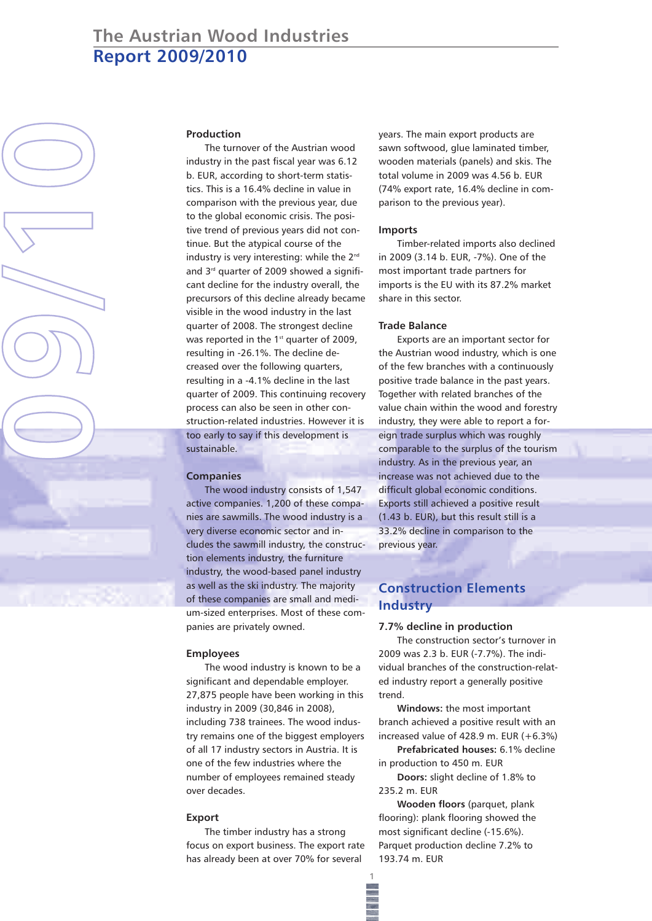# The Austrian Wood Industries

# Report 2009/2010

### Production

The turnover of the Austrian wood industry in the past fiscal year was 6.12 b. EUR, according to short-term statistics. This is a 16.4% decline in value in comparison with the previous year, due to the global economic crisis. The positive trend of previous years did not continue. But the atypical course of the industry is very interesting: while the 2nd and 3rd quarter of 2009 showed a significant decline for the industry overall, the precursors of this decline already became visible in the wood industry in the last quarter of 2008. The strongest decline was reported in the 1st quarter of 2009, resulting in -26.1%. The decline decreased over the following quarters, resulting in a -4.1% decline in the last quarter of 2009. This continuing recovery process can also be seen in other construction-related industries. However it is too early to say if this development is sustainable.

### Companies

The wood industry consists of 1,547 active companies. 1,200 of these companies are sawmills. The wood industry is a very diverse economic sector and includes the sawmill industry, the construction elements industry, the furniture industry, the wood-based panel industry as well as the ski industry. The majority of these companies are small and medium-sized enterprises. Most of these companies are privately owned.

### Employees

The wood industry is known to be a significant and dependable employer. 27,875 people have been working in this industry in 2009 (30,846 in 2008), including 738 trainees. The wood industry remains one of the biggest employers of all 17 industry sectors in Austria. It is one of the few industries where the number of employees remained steady over decades.

### Export

The timber industry has a strong focus on export business. The export rate has already been at over 70% for several years. The main export products are sawn softwood, glue laminated timber, wooden materials (panels) and skis. The total volume in 2009 was 4.56 b. EUR (74% export rate, 16.4% decline in comparison to the previous year).

### Imports

Timber-related imports also declined in 2009 (3.14 b. EUR, -7%). One of the most important trade partners for imports is the EU with its 87.2% market share in this sector.

### Trade Balance

Exports are an important sector for the Austrian wood industry, which is one of the few branches with a continuously positive trade balance in the past years. Together with related branches of the value chain within the wood and forestry industry, they were able to report a foreign trade surplus which was roughly comparable to the surplus of the tourism industry. As in the previous year, an increase was not achieved due to the difficult global economic conditions. Exports still achieved a positive result (1.43 b. EUR), but this result still is a 33.2% decline in comparison to the previous year.

## Construction Elements Industry

### 7.7% decline in production

The construction sector's turnover in 2009 was 2.3 b. EUR (-7.7%). The individual branches of the construction-related industry report a generally positive trend.

**Windows:** the most important branch achieved a positive result with an increased value of 428.9 m. EUR (+6.3%)

**Prefabricated houses:** 6.1% decline in production to 450 m. EUR

**Doors:** slight decline of 1.8% to 235.2 m. EUR

**Wooden floors** (parquet, plank flooring): plank flooring showed the most significant decline (-15.6%). Parquet production decline 7.2% to 193.74 m. EUR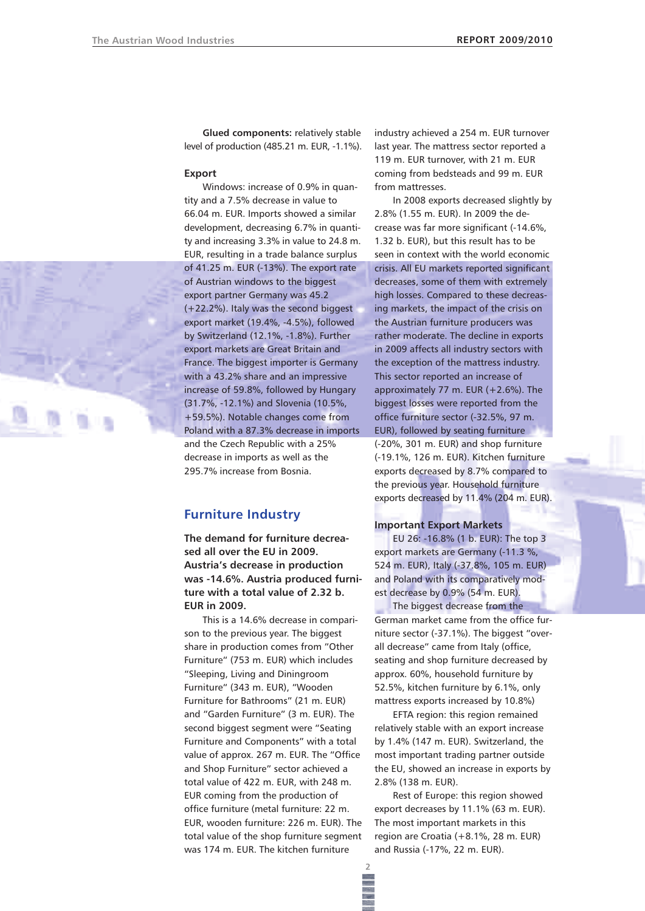**Glued components:** relatively stable level of production (485.21 m. EUR, -1.1%).

**Export**

Windows: increase of 0.9% in quantity and a 7.5% decrease in value to 66.04 m. EUR. Imports showed a similar development, decreasing 6.7% in quantity and increasing 3.3% in value to 24.8 m. EUR, resulting in a trade balance surplus of 41.25 m. EUR (-13%). The export rate of Austrian windows to the biggest export partner Germany was 45.2 (+22.2%). Italy was the second biggest export market (19.4%, -4.5%), followed by Switzerland (12.1%, -1.8%). Further export markets are Great Britain and France. The biggest importer is Germany with a 43.2% share and an impressive increase of 59.8%, followed by Hungary (31.7%, -12.1%) and Slovenia (10.5%, +59.5%). Notable changes come from Poland with a 87.3% decrease in imports and the Czech Republic with a 25% decrease in imports as well as the 295.7% increase from Bosnia.

## Furniture Industry

**The demand for furniture decreased all over the EU in 2009. Austria's decrease in production was -14.6%. Austria produced furniture with a total value of 2.32 b. EUR in 2009.**

This is a 14.6% decrease in comparison to the previous year. The biggest share in production comes from "Other Furniture" (753 m. EUR) which includes "Sleeping, Living and Diningroom Furniture" (343 m. EUR), "Wooden Furniture for Bathrooms" (21 m. EUR) and "Garden Furniture" (3 m. EUR). The second biggest segment were "Seating Furniture and Components" with a total value of approx. 267 m. EUR. The "Office and Shop Furniture" sector achieved a total value of 422 m. EUR, with 248 m. EUR coming from the production of office furniture (metal furniture: 22 m. EUR, wooden furniture: 226 m. EUR). The total value of the shop furniture segment was 174 m. EUR. The kitchen furniture industry achieved a 254 m. EUR turnover last year. The mattress sector reported a 119 m. EUR turnover, with 21 m. EUR coming from bedsteads and 99 m. EUR from mattresses.

In 2008 exports decreased slightly by 2.8% (1.55 m. EUR). In 2009 the decrease was far more significant (-14.6%, 1.32 b. EUR), but this result has to be seen in context with the world economic crisis. All EU markets reported significant decreases, some of them with extremely high losses. Compared to these decreasing markets, the impact of the crisis on the Austrian furniture producers was rather moderate. The decline in exports in 2009 affects all industry sectors with the exception of the mattress industry. This sector reported an increase of approximately 77 m. EUR (+2.6%). The biggest losses were reported from the office furniture sector (-32.5%, 97 m. EUR), followed by seating furniture (-20%, 301 m. EUR) and shop furniture (-19.1%, 126 m. EUR). Kitchen furniture exports decreased by 8.7% compared to the previous year. Household furniture exports decreased by 11.4% (204 m. EUR).

**Important Export Markets**

EU 26: -16.8% (1 b. EUR): The top 3 export markets are Germany (-11.3 %, 524 m. EUR), Italy (-37.8%, 105 m. EUR) and Poland with its comparatively modest decrease by 0.9% (54 m. EUR).

The biggest decrease from the German market came from the office furniture sector (-37.1%). The biggest "overall decrease" came from Italy (office, seating and shop furniture decreased by approx. 60%, household furniture by 52.5%, kitchen furniture by 6.1%, only mattress exports increased by 10.8%)

EFTA region: this region remained relatively stable with an export increase by 1.4% (147 m. EUR). Switzerland, the most important trading partner outside the EU, showed an increase in exports by 2.8% (138 m. EUR).

Rest of Europe: this region showed export decreases by 11.1% (63 m. EUR). The most important markets in this region are Croatia (+8.1%, 28 m. EUR) and Russia (-17%, 22 m. EUR).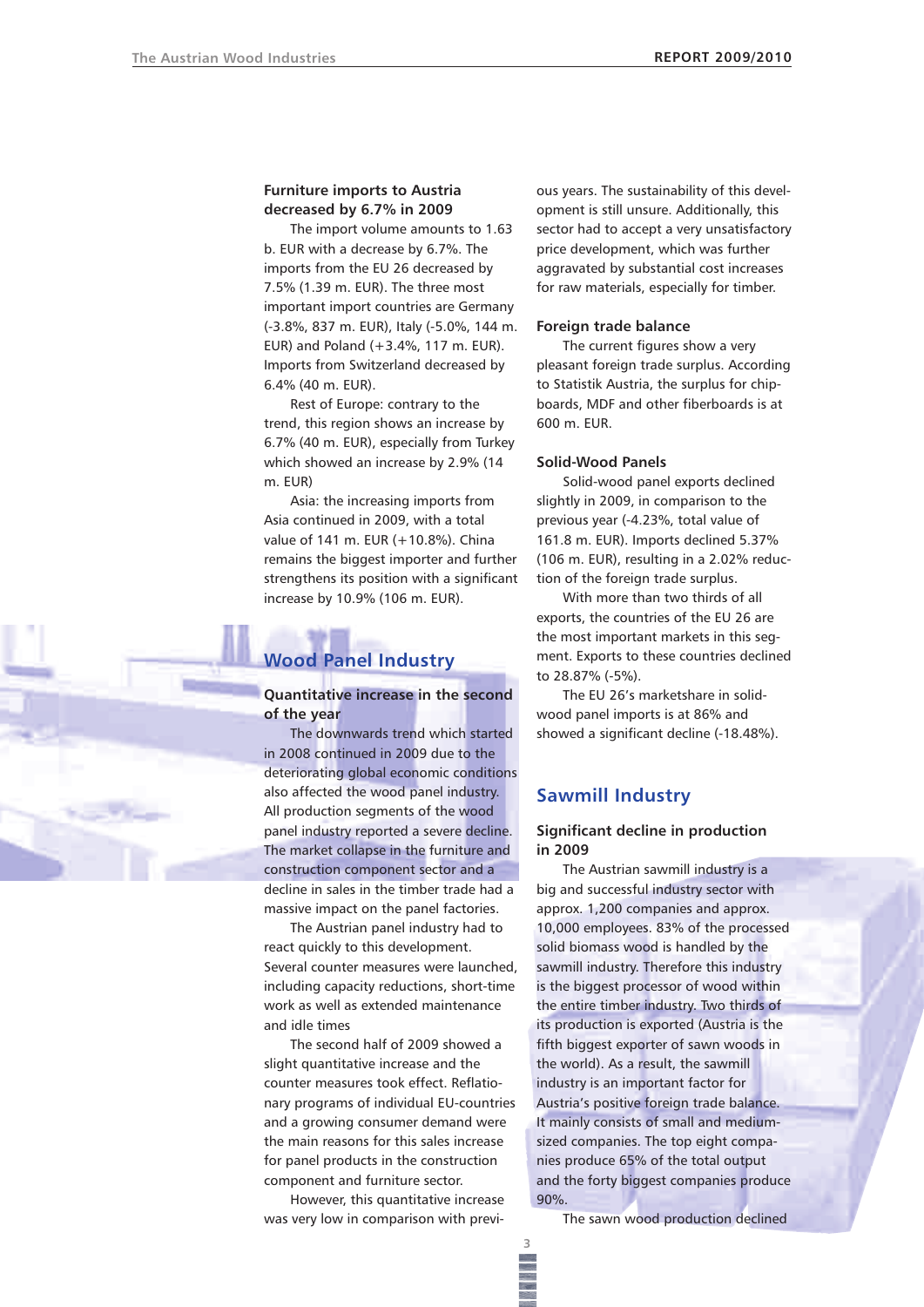### Furniture imports to Austria decreased by 6.7% in 2009

The import volume amounts to 1.63 b. EUR with a decrease by 6.7%. The imports from the EU 26 decreased by 7.5% (1.39 m. EUR). The three most important import countries are Germany (-3.8%, 837 m. EUR), Italy (-5.0%, 144 m. EUR) and Poland (+3.4%, 117 m. EUR). Imports from Switzerland decreased by 6.4% (40 m. EUR).

Rest of Europe: contrary to the trend, this region shows an increase by 6.7% (40 m. EUR), especially from Turkey which showed an increase by 2.9% (14 m. EUR)

Asia: the increasing imports from Asia continued in 2009, with a total value of 141 m. EUR (+10.8%). China remains the biggest importer and further strengthens its position with a significant increase by 10.9% (106 m. EUR).

## Wood Panel Industry

### Quantitative increase in the second of the year

The downwards trend which started in 2008 continued in 2009 due to the deteriorating global economic conditions also affected the wood panel industry. All production segments of the wood panel industry reported a severe decline. The market collapse in the furniture and construction component sector and a decline in sales in the timber trade had a massive impact on the panel factories.

The Austrian panel industry had to react quickly to this development. Several counter measures were launched, including capacity reductions, short-time work as well as extended maintenance and idle times

The second half of 2009 showed a slight quantitative increase and the counter measures took effect. Reflationary programs of individual EU-countries and a growing consumer demand were the main reasons for this sales increase for panel products in the construction component and furniture sector.

However, this quantitative increase was very low in comparison with previous years. The sustainability of this development is still unsure. Additionally, this sector had to accept a very unsatisfactory price development, which was further aggravated by substantial cost increases for raw materials, especially for timber.

### Foreign trade balance

The current figures show a very pleasant foreign trade surplus. According to Statistik Austria, the surplus for chipboards, MDF and other fiberboards is at 600 m. EUR.

### Solid-Wood Panels

Solid-wood panel exports declined slightly in 2009, in comparison to the previous year (-4.23%, total value of 161.8 m. EUR). Imports declined 5.37% (106 m. EUR), resulting in a 2.02% reduction of the foreign trade surplus.

With more than two thirds of all exports, the countries of the EU 26 are the most important markets in this segment. Exports to these countries declined to 28.87% (-5%).

The EU 26's marketshare in solid-wood panel imports is at 86% and showed a significant decline (-18.48%).

## Sawmill Industry

### Significant decline in production in 2009

The Austrian sawmill industry is a big and successful industry sector with approx. 1,200 companies and approx. 10,000 employees. 83% of the processed solid biomass wood is handled by the sawmill industry. Therefore this industry is the biggest processor of wood within the entire timber industry. Two thirds of its production is exported (Austria is the fifth biggest exporter of sawn woods in the world). As a result, the sawmill industry is an important factor for Austria's positive foreign trade balance. It mainly consists of small and medium-sized companies. The top eight companies produce 65% of the total output and the forty biggest companies produce 90%.

The sawn wood production declined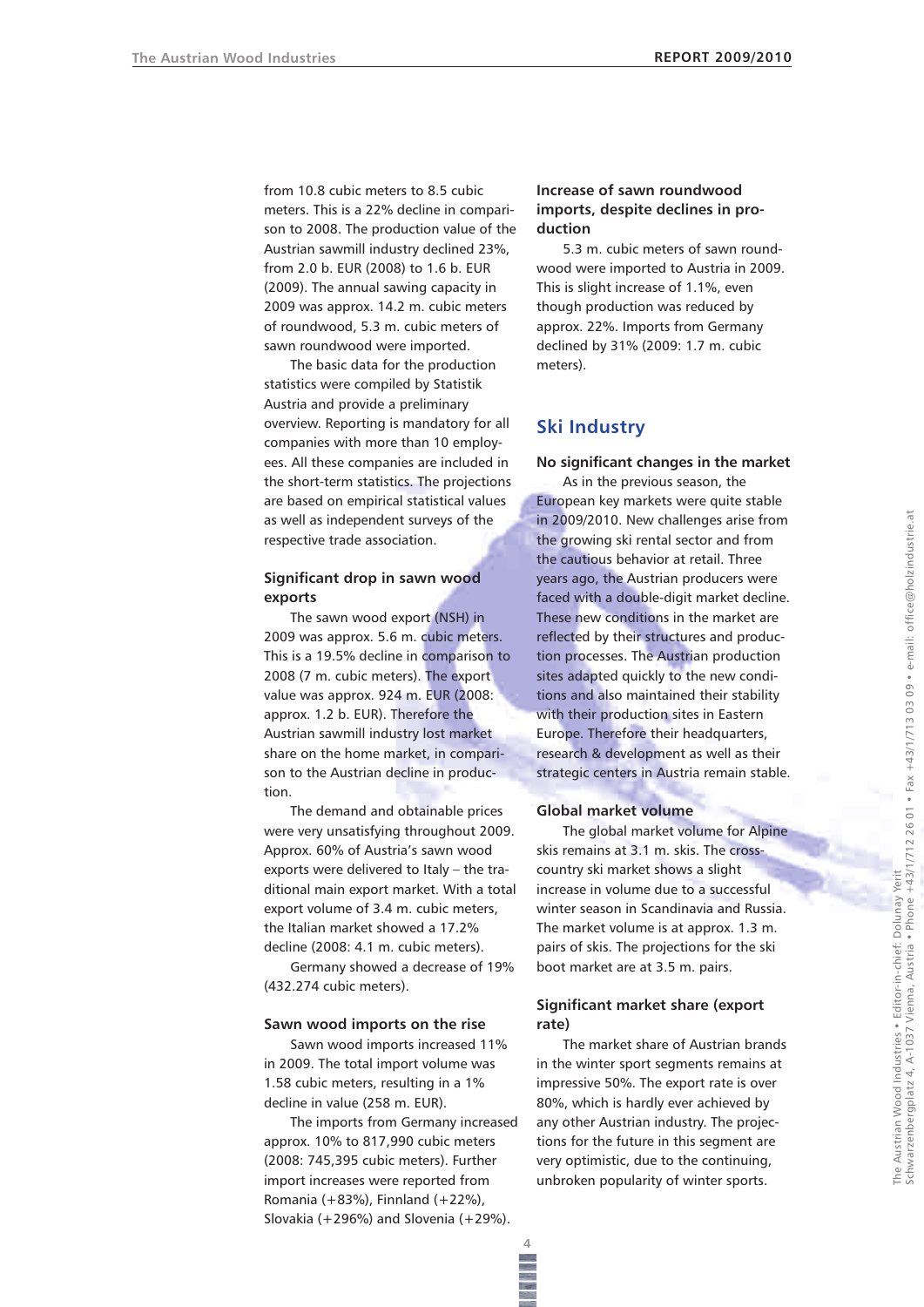from 10.8 cubic meters to 8.5 cubic meters. This is a 22% decline in comparison to 2008. The production value of the Austrian sawmill industry declined 23%, from 2.0 b. EUR (2008) to 1.6 b. EUR (2009). The annual sawing capacity in 2009 was approx. 14.2 m. cubic meters of roundwood, 5.3 m. cubic meters of sawn roundwood were imported.

The basic data for the production statistics were compiled by Statistik Austria and provide a preliminary overview. Reporting is mandatory for all companies with more than 10 employees. All these companies are included in the short-term statistics. The projections are based on empirical statistical values as well as independent surveys of the respective trade association.

### Significant drop in sawn wood exports

The sawn wood export (NSH) in 2009 was approx. 5.6 m. cubic meters. This is a 19.5% decline in comparison to 2008 (7 m. cubic meters). The export value was approx. 924 m. EUR (2008: approx. 1.2 b. EUR). Therefore the Austrian sawmill industry lost market share on the home market, in comparison to the Austrian decline in production.

The demand and obtainable prices were very unsatisfying throughout 2009. Approx. 60% of Austria's sawn wood exports were delivered to Italy – the traditional main export market. With a total export volume of 3.4 m. cubic meters, the Italian market showed a 17.2% decline (2008: 4.1 m. cubic meters).

Germany showed a decrease of 19% (432.274 cubic meters).

### Sawn wood imports on the rise

Sawn wood imports increased 11% in 2009. The total import volume was 1.58 cubic meters, resulting in a 1% decline in value (258 m. EUR).

The imports from Germany increased approx. 10% to 817,990 cubic meters (2008: 745,395 cubic meters). Further import increases were reported from Romania (+83%), Finnland (+22%), Slovakia (+296%) and Slovenia (+29%).

### Increase of sawn roundwood imports, despite declines in production

5.3 m. cubic meters of sawn roundwood were imported to Austria in 2009. This is slight increase of 1.1%, even though production was reduced by approx. 22%. Imports from Germany declined by 31% (2009: 1.7 m. cubic meters).

## Ski Industry

### No significant changes in the market

As in the previous season, the European key markets were quite stable in 2009/2010. New challenges arise from the growing ski rental sector and from the cautious behavior at retail. Three years ago, the Austrian producers were faced with a double-digit market decline. These new conditions in the market are reflected by their structures and production processes. The Austrian production sites adapted quickly to the new conditions and also maintained their stability with their production sites in Eastern Europe. Therefore their headquarters, research & development as well as their strategic centers in Austria remain stable.

### Global market volume

The global market volume for Alpine skis remains at 3.1 m. skis. The cross-country ski market shows a slight increase in volume due to a successful winter season in Scandinavia and Russia. The market volume is at approx. 1.3 m. pairs of skis. The projections for the ski boot market are at 3.5 m. pairs.

### Significant market share (export rate)

The market share of Austrian brands in the winter sport segments remains at impressive 50%. The export rate is over 80%, which is hardly ever achieved by any other Austrian industry. The projections for the future in this segment are very optimistic, due to the continuing, unbroken popularity of winter sports.

The Austrian Wood Industries • Editor-in-chief: Dolunay Yerit
Schwarzenbergplatz 4, A-1037 Vienna, Austria • Phone +43/1/712 26 01 • Fax +43/1/713 03 09 • e-mail: office@holzindustrie.at